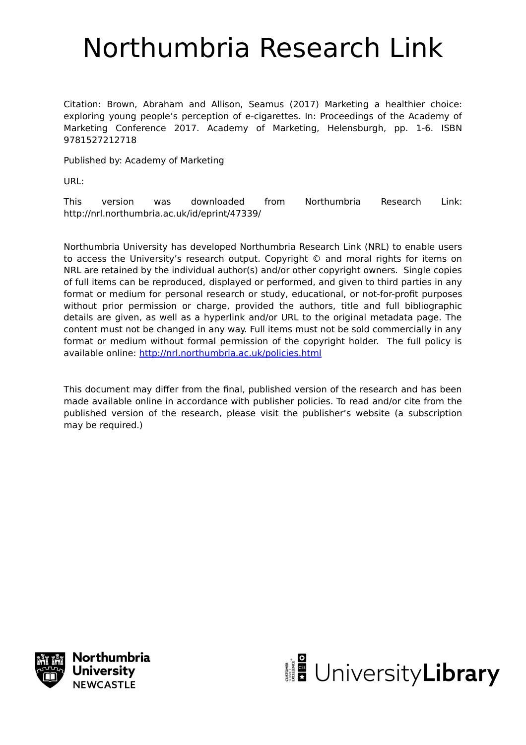# Northumbria Research Link

Citation: Brown, Abraham and Allison, Seamus (2017) Marketing a healthier choice: exploring young people's perception of e-cigarettes. In: Proceedings of the Academy of Marketing Conference 2017. Academy of Marketing, Helensburgh, pp. 1-6. ISBN 9781527212718

Published by: Academy of Marketing

URL:

This version was downloaded from Northumbria Research Link: http://nrl.northumbria.ac.uk/id/eprint/47339/

Northumbria University has developed Northumbria Research Link (NRL) to enable users to access the University's research output. Copyright © and moral rights for items on NRL are retained by the individual author(s) and/or other copyright owners. Single copies of full items can be reproduced, displayed or performed, and given to third parties in any format or medium for personal research or study, educational, or not-for-profit purposes without prior permission or charge, provided the authors, title and full bibliographic details are given, as well as a hyperlink and/or URL to the original metadata page. The content must not be changed in any way. Full items must not be sold commercially in any format or medium without formal permission of the copyright holder. The full policy is available online: http://nrl.northumbria.ac.uk/policies.html

This document may differ from the final, published version of the research and has been made available online in accordance with publisher policies. To read and/or cite from the published version of the research, please visit the publisher's website (a subscription may be required.)

Northumbria University NEWCASTLE

UniversityLibrary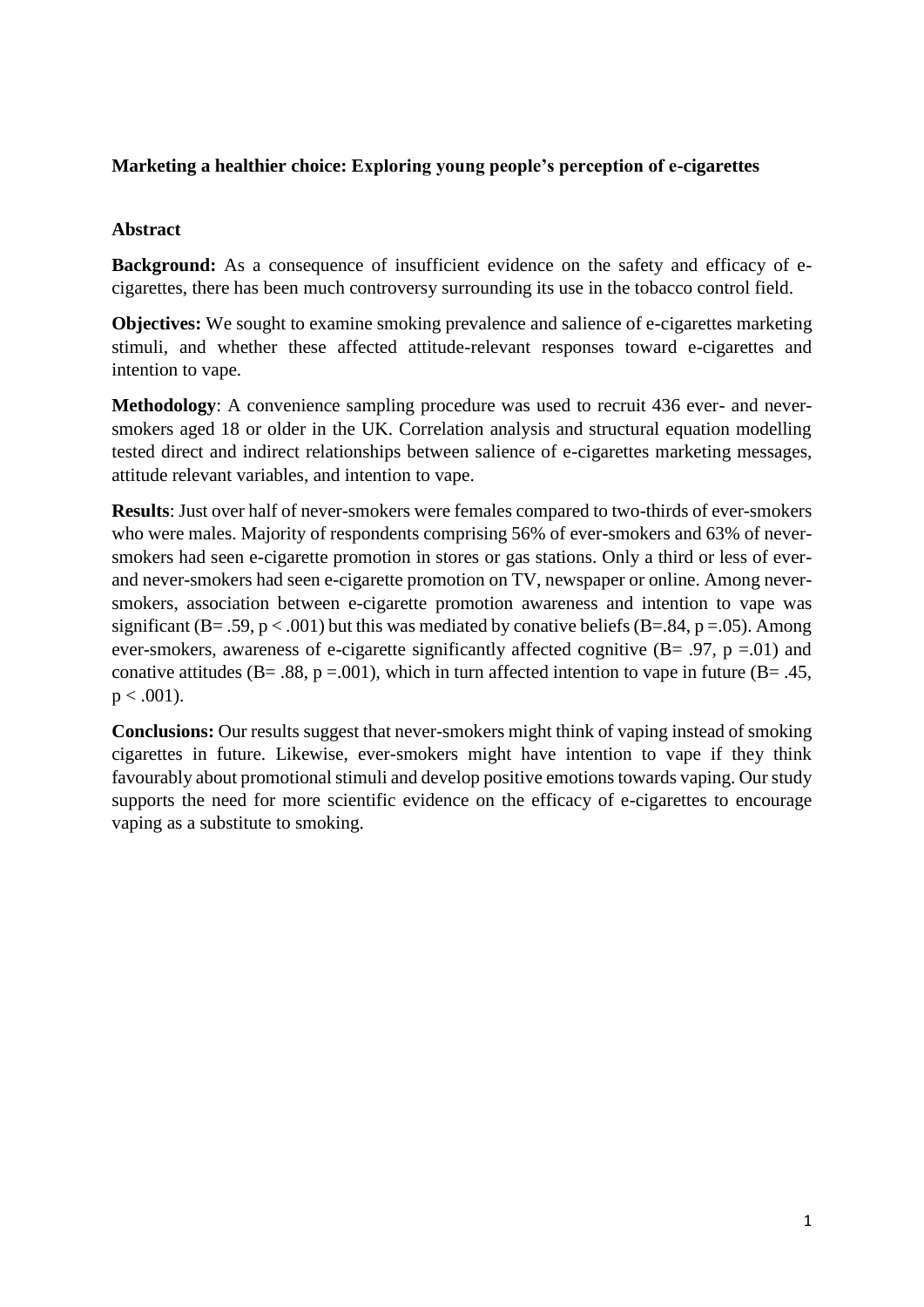**Marketing a healthier choice: Exploring young people's perception of e-cigarettes**

**Abstract**

**Background:** As a consequence of insufficient evidence on the safety and efficacy of e-cigarettes, there has been much controversy surrounding its use in the tobacco control field.

**Objectives:** We sought to examine smoking prevalence and salience of e-cigarettes marketing stimuli, and whether these affected attitude-relevant responses toward e-cigarettes and intention to vape.

**Methodology**: A convenience sampling procedure was used to recruit 436 ever- and never-smokers aged 18 or older in the UK. Correlation analysis and structural equation modelling tested direct and indirect relationships between salience of e-cigarettes marketing messages, attitude relevant variables, and intention to vape.

**Results**: Just over half of never-smokers were females compared to two-thirds of ever-smokers who were males. Majority of respondents comprising 56% of ever-smokers and 63% of never-smokers had seen e-cigarette promotion in stores or gas stations. Only a third or less of ever- and never-smokers had seen e-cigarette promotion on TV, newspaper or online. Among never-smokers, association between e-cigarette promotion awareness and intention to vape was significant ($B= .59$, $p < .001$) but this was mediated by conative beliefs ($B=.84$, $p =.05$). Among ever-smokers, awareness of e-cigarette significantly affected cognitive ($B= .97$, $p =.01$) and conative attitudes ($B= .88$, $p =.001$), which in turn affected intention to vape in future ($B= .45$, $p < .001$).

**Conclusions:** Our results suggest that never-smokers might think of vaping instead of smoking cigarettes in future. Likewise, ever-smokers might have intention to vape if they think favourably about promotional stimuli and develop positive emotions towards vaping. Our study supports the need for more scientific evidence on the efficacy of e-cigarettes to encourage vaping as a substitute to smoking.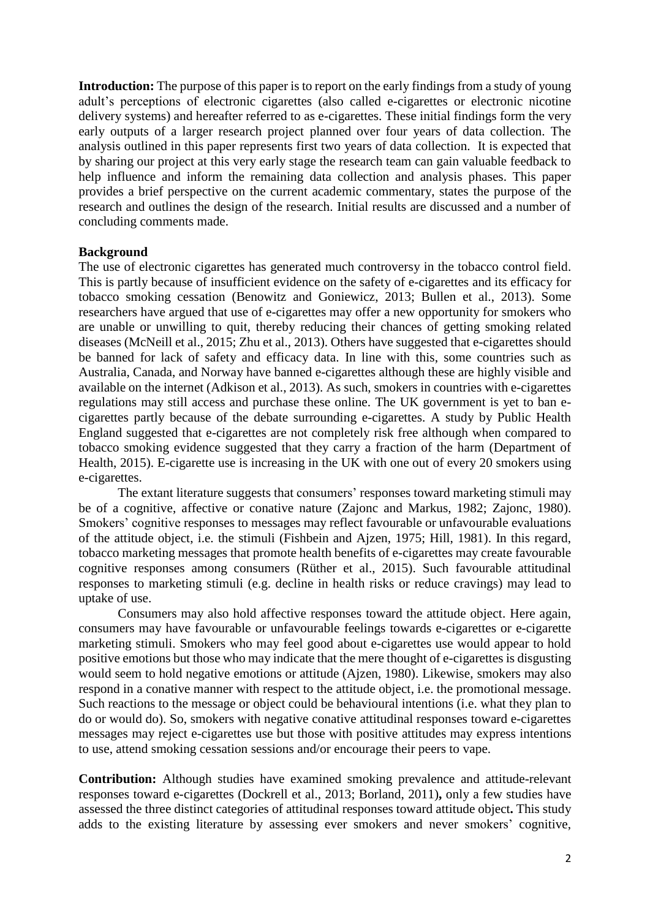**Introduction:** The purpose of this paper is to report on the early findings from a study of young adult's perceptions of electronic cigarettes (also called e-cigarettes or electronic nicotine delivery systems) and hereafter referred to as e-cigarettes. These initial findings form the very early outputs of a larger research project planned over four years of data collection. The analysis outlined in this paper represents first two years of data collection. It is expected that by sharing our project at this very early stage the research team can gain valuable feedback to help influence and inform the remaining data collection and analysis phases. This paper provides a brief perspective on the current academic commentary, states the purpose of the research and outlines the design of the research. Initial results are discussed and a number of concluding comments made.

**Background**

The use of electronic cigarettes has generated much controversy in the tobacco control field. This is partly because of insufficient evidence on the safety of e-cigarettes and its efficacy for tobacco smoking cessation (Benowitz and Goniewicz, 2013; Bullen et al., 2013). Some researchers have argued that use of e-cigarettes may offer a new opportunity for smokers who are unable or unwilling to quit, thereby reducing their chances of getting smoking related diseases (McNeill et al., 2015; Zhu et al., 2013). Others have suggested that e-cigarettes should be banned for lack of safety and efficacy data. In line with this, some countries such as Australia, Canada, and Norway have banned e-cigarettes although these are highly visible and available on the internet (Adkison et al., 2013). As such, smokers in countries with e-cigarettes regulations may still access and purchase these online. The UK government is yet to ban e-cigarettes partly because of the debate surrounding e-cigarettes. A study by Public Health England suggested that e-cigarettes are not completely risk free although when compared to tobacco smoking evidence suggested that they carry a fraction of the harm (Department of Health, 2015). E-cigarette use is increasing in the UK with one out of every 20 smokers using e-cigarettes.

The extant literature suggests that consumers' responses toward marketing stimuli may be of a cognitive, affective or conative nature (Zajonc and Markus, 1982; Zajonc, 1980). Smokers' cognitive responses to messages may reflect favourable or unfavourable evaluations of the attitude object, i.e. the stimuli (Fishbein and Ajzen, 1975; Hill, 1981). In this regard, tobacco marketing messages that promote health benefits of e-cigarettes may create favourable cognitive responses among consumers (Rüther et al., 2015). Such favourable attitudinal responses to marketing stimuli (e.g. decline in health risks or reduce cravings) may lead to uptake of use.

Consumers may also hold affective responses toward the attitude object. Here again, consumers may have favourable or unfavourable feelings towards e-cigarettes or e-cigarette marketing stimuli. Smokers who may feel good about e-cigarettes use would appear to hold positive emotions but those who may indicate that the mere thought of e-cigarettes is disgusting would seem to hold negative emotions or attitude (Ajzen, 1980). Likewise, smokers may also respond in a conative manner with respect to the attitude object, i.e. the promotional message. Such reactions to the message or object could be behavioural intentions (i.e. what they plan to do or would do). So, smokers with negative conative attitudinal responses toward e-cigarettes messages may reject e-cigarettes use but those with positive attitudes may express intentions to use, attend smoking cessation sessions and/or encourage their peers to vape.

**Contribution:** Although studies have examined smoking prevalence and attitude-relevant responses toward e-cigarettes (Dockrell et al., 2013; Borland, 2011)**,** only a few studies have assessed the three distinct categories of attitudinal responses toward attitude object**.** This study adds to the existing literature by assessing ever smokers and never smokers' cognitive,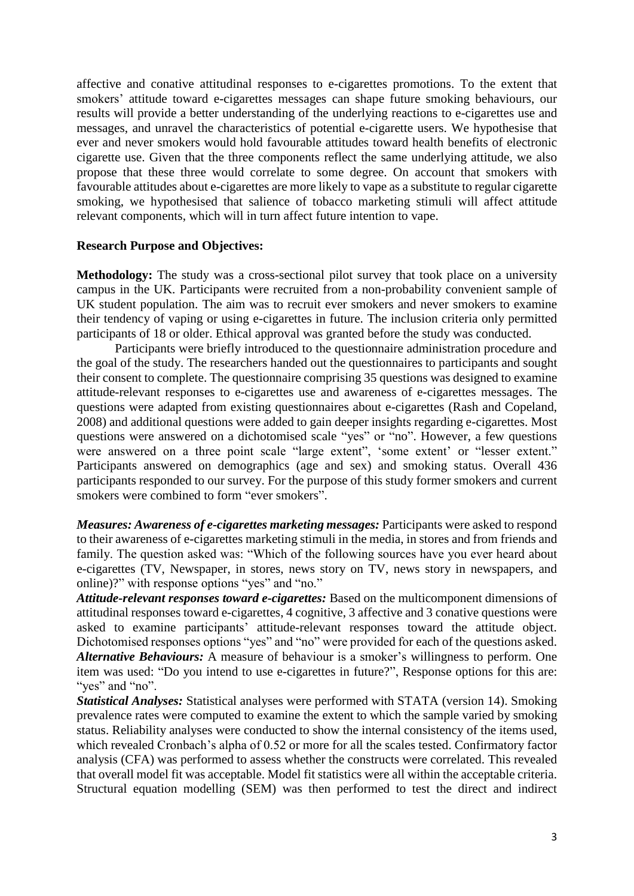affective and conative attitudinal responses to e-cigarettes promotions. To the extent that smokers' attitude toward e-cigarettes messages can shape future smoking behaviours, our results will provide a better understanding of the underlying reactions to e-cigarettes use and messages, and unravel the characteristics of potential e-cigarette users. We hypothesise that ever and never smokers would hold favourable attitudes toward health benefits of electronic cigarette use. Given that the three components reflect the same underlying attitude, we also propose that these three would correlate to some degree. On account that smokers with favourable attitudes about e-cigarettes are more likely to vape as a substitute to regular cigarette smoking, we hypothesised that salience of tobacco marketing stimuli will affect attitude relevant components, which will in turn affect future intention to vape.

**Research Purpose and Objectives:**

**Methodology:** The study was a cross-sectional pilot survey that took place on a university campus in the UK. Participants were recruited from a non-probability convenient sample of UK student population. The aim was to recruit ever smokers and never smokers to examine their tendency of vaping or using e-cigarettes in future. The inclusion criteria only permitted participants of 18 or older. Ethical approval was granted before the study was conducted.

Participants were briefly introduced to the questionnaire administration procedure and the goal of the study. The researchers handed out the questionnaires to participants and sought their consent to complete. The questionnaire comprising 35 questions was designed to examine attitude-relevant responses to e-cigarettes use and awareness of e-cigarettes messages. The questions were adapted from existing questionnaires about e-cigarettes (Rash and Copeland, 2008) and additional questions were added to gain deeper insights regarding e-cigarettes. Most questions were answered on a dichotomised scale "yes" or "no". However, a few questions were answered on a three point scale "large extent", 'some extent' or "lesser extent." Participants answered on demographics (age and sex) and smoking status. Overall 436 participants responded to our survey. For the purpose of this study former smokers and current smokers were combined to form "ever smokers".

***Measures: Awareness of e-cigarettes marketing messages:*** Participants were asked to respond to their awareness of e-cigarettes marketing stimuli in the media, in stores and from friends and family. The question asked was: "Which of the following sources have you ever heard about e-cigarettes (TV, Newspaper, in stores, news story on TV, news story in newspapers, and online)?" with response options "yes" and "no."

***Attitude-relevant responses toward e-cigarettes:*** Based on the multicomponent dimensions of attitudinal responses toward e-cigarettes, 4 cognitive, 3 affective and 3 conative questions were asked to examine participants' attitude-relevant responses toward the attitude object. Dichotomised responses options "yes" and "no" were provided for each of the questions asked.

***Alternative Behaviours:*** A measure of behaviour is a smoker's willingness to perform. One item was used: "Do you intend to use e-cigarettes in future?", Response options for this are: "yes" and "no".

***Statistical Analyses:*** Statistical analyses were performed with STATA (version 14). Smoking prevalence rates were computed to examine the extent to which the sample varied by smoking status. Reliability analyses were conducted to show the internal consistency of the items used, which revealed Cronbach's alpha of 0.52 or more for all the scales tested. Confirmatory factor analysis (CFA) was performed to assess whether the constructs were correlated. This revealed that overall model fit was acceptable. Model fit statistics were all within the acceptable criteria. Structural equation modelling (SEM) was then performed to test the direct and indirect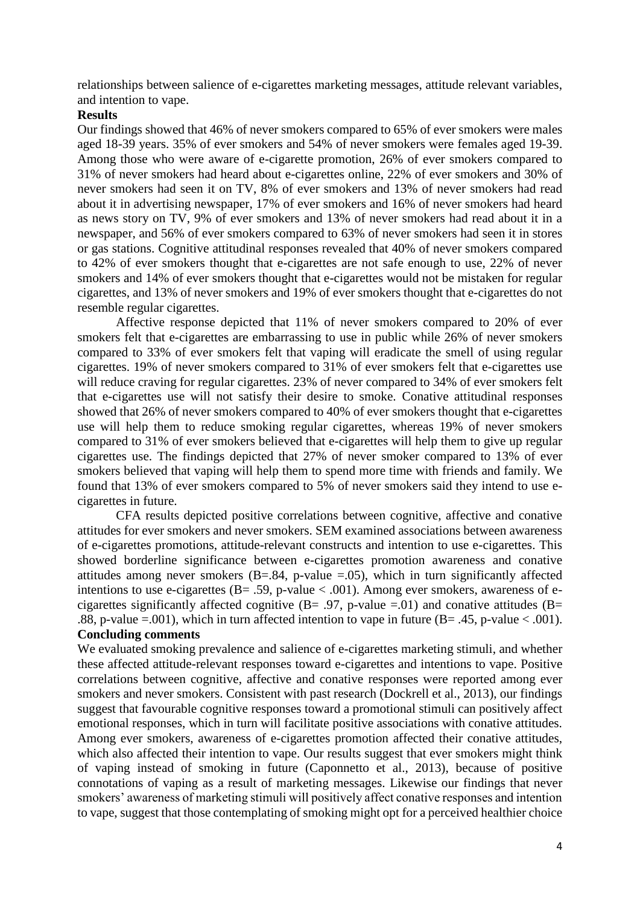relationships between salience of e-cigarettes marketing messages, attitude relevant variables, and intention to vape.

**Results**

Our findings showed that 46% of never smokers compared to 65% of ever smokers were males aged 18-39 years. 35% of ever smokers and 54% of never smokers were females aged 19-39. Among those who were aware of e-cigarette promotion, 26% of ever smokers compared to 31% of never smokers had heard about e-cigarettes online, 22% of ever smokers and 30% of never smokers had seen it on TV, 8% of ever smokers and 13% of never smokers had read about it in advertising newspaper, 17% of ever smokers and 16% of never smokers had heard as news story on TV, 9% of ever smokers and 13% of never smokers had read about it in a newspaper, and 56% of ever smokers compared to 63% of never smokers had seen it in stores or gas stations. Cognitive attitudinal responses revealed that 40% of never smokers compared to 42% of ever smokers thought that e-cigarettes are not safe enough to use, 22% of never smokers and 14% of ever smokers thought that e-cigarettes would not be mistaken for regular cigarettes, and 13% of never smokers and 19% of ever smokers thought that e-cigarettes do not resemble regular cigarettes.

Affective response depicted that 11% of never smokers compared to 20% of ever smokers felt that e-cigarettes are embarrassing to use in public while 26% of never smokers compared to 33% of ever smokers felt that vaping will eradicate the smell of using regular cigarettes. 19% of never smokers compared to 31% of ever smokers felt that e-cigarettes use will reduce craving for regular cigarettes. 23% of never compared to 34% of ever smokers felt that e-cigarettes use will not satisfy their desire to smoke. Conative attitudinal responses showed that 26% of never smokers compared to 40% of ever smokers thought that e-cigarettes use will help them to reduce smoking regular cigarettes, whereas 19% of never smokers compared to 31% of ever smokers believed that e-cigarettes will help them to give up regular cigarettes use. The findings depicted that 27% of never smoker compared to 13% of ever smokers believed that vaping will help them to spend more time with friends and family. We found that 13% of ever smokers compared to 5% of never smokers said they intend to use e-cigarettes in future.

CFA results depicted positive correlations between cognitive, affective and conative attitudes for ever smokers and never smokers. SEM examined associations between awareness of e-cigarettes promotions, attitude-relevant constructs and intention to use e-cigarettes. This showed borderline significance between e-cigarettes promotion awareness and conative attitudes among never smokers ($B=.84$, p-value $=.05$), which in turn significantly affected intentions to use e-cigarettes ($B= .59$, p-value $< .001$). Among ever smokers, awareness of e-cigarettes significantly affected cognitive ($B= .97$, p-value $=.01$) and conative attitudes ($B= .88$, p-value $=.001$), which in turn affected intention to vape in future ($B= .45$, p-value $< .001$).

**Concluding comments**

We evaluated smoking prevalence and salience of e-cigarettes marketing stimuli, and whether these affected attitude-relevant responses toward e-cigarettes and intentions to vape. Positive correlations between cognitive, affective and conative responses were reported among ever smokers and never smokers. Consistent with past research (Dockrell et al., 2013), our findings suggest that favourable cognitive responses toward a promotional stimuli can positively affect emotional responses, which in turn will facilitate positive associations with conative attitudes. Among ever smokers, awareness of e-cigarettes promotion affected their conative attitudes, which also affected their intention to vape. Our results suggest that ever smokers might think of vaping instead of smoking in future (Caponnetto et al., 2013), because of positive connotations of vaping as a result of marketing messages. Likewise our findings that never smokers' awareness of marketing stimuli will positively affect conative responses and intention to vape, suggest that those contemplating of smoking might opt for a perceived healthier choice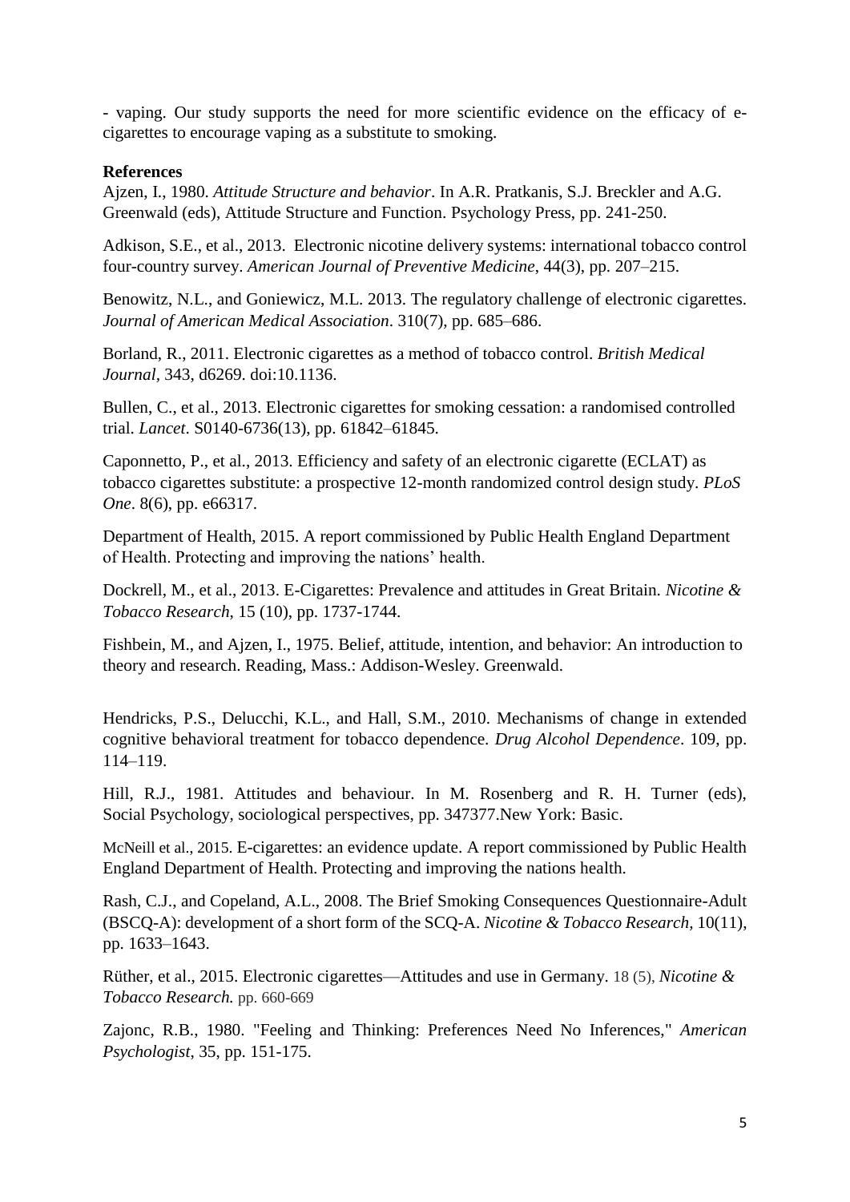- vaping. Our study supports the need for more scientific evidence on the efficacy of e-cigarettes to encourage vaping as a substitute to smoking.

**References**

Ajzen, I., 1980. *Attitude Structure and behavior*. In A.R. Pratkanis, S.J. Breckler and A.G. Greenwald (eds), Attitude Structure and Function. Psychology Press, pp. 241-250.

Adkison, S.E., et al., 2013. Electronic nicotine delivery systems: international tobacco control four-country survey. *American Journal of Preventive Medicine*, 44(3), pp. 207–215.

Benowitz, N.L., and Goniewicz, M.L. 2013. The regulatory challenge of electronic cigarettes. *Journal of American Medical Association*. 310(7), pp. 685–686.

Borland, R., 2011. Electronic cigarettes as a method of tobacco control. *British Medical Journal*, 343, d6269. doi:10.1136.

Bullen, C., et al., 2013. Electronic cigarettes for smoking cessation: a randomised controlled trial. *Lancet*. S0140-6736(13), pp. 61842–61845.

Caponnetto, P., et al., 2013. Efficiency and safety of an electronic cigarette (ECLAT) as tobacco cigarettes substitute: a prospective 12-month randomized control design study. *PLoS One*. 8(6), pp. e66317.

Department of Health, 2015. A report commissioned by Public Health England Department of Health. Protecting and improving the nations' health.

Dockrell, M., et al., 2013. E-Cigarettes: Prevalence and attitudes in Great Britain. *Nicotine & Tobacco Research*, 15 (10), pp. 1737-1744.

Fishbein, M., and Ajzen, I., 1975. Belief, attitude, intention, and behavior: An introduction to theory and research. Reading, Mass.: Addison-Wesley. Greenwald.

Hendricks, P.S., Delucchi, K.L., and Hall, S.M., 2010. Mechanisms of change in extended cognitive behavioral treatment for tobacco dependence. *Drug Alcohol Dependence*. 109, pp. 114–119.

Hill, R.J., 1981. Attitudes and behaviour. In M. Rosenberg and R. H. Turner (eds), Social Psychology, sociological perspectives, pp. 347377.New York: Basic.

McNeill et al., 2015. E-cigarettes: an evidence update. A report commissioned by Public Health England Department of Health. Protecting and improving the nations health.

Rash, C.J., and Copeland, A.L., 2008. The Brief Smoking Consequences Questionnaire-Adult (BSCQ-A): development of a short form of the SCQ-A. *Nicotine & Tobacco Research*, 10(11), pp. 1633–1643.

Rüther, et al., 2015. Electronic cigarettes—Attitudes and use in Germany. 18 (5), *Nicotine & Tobacco Research.* pp. 660-669

Zajonc, R.B., 1980. "Feeling and Thinking: Preferences Need No Inferences," *American Psychologist*, 35, pp. 151-175.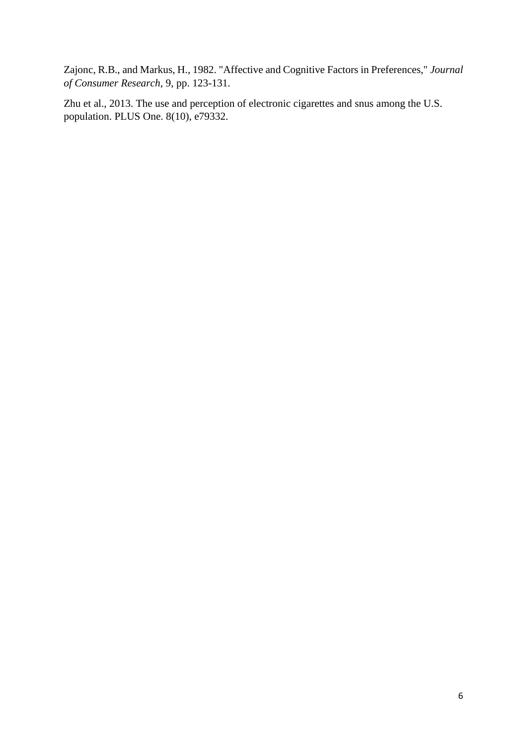Zajonc, R.B., and Markus, H., 1982. "Affective and Cognitive Factors in Preferences," *Journal of Consumer Research*, 9, pp. 123-131.

Zhu et al., 2013. The use and perception of electronic cigarettes and snus among the U.S. population. PLUS One. 8(10), e79332.